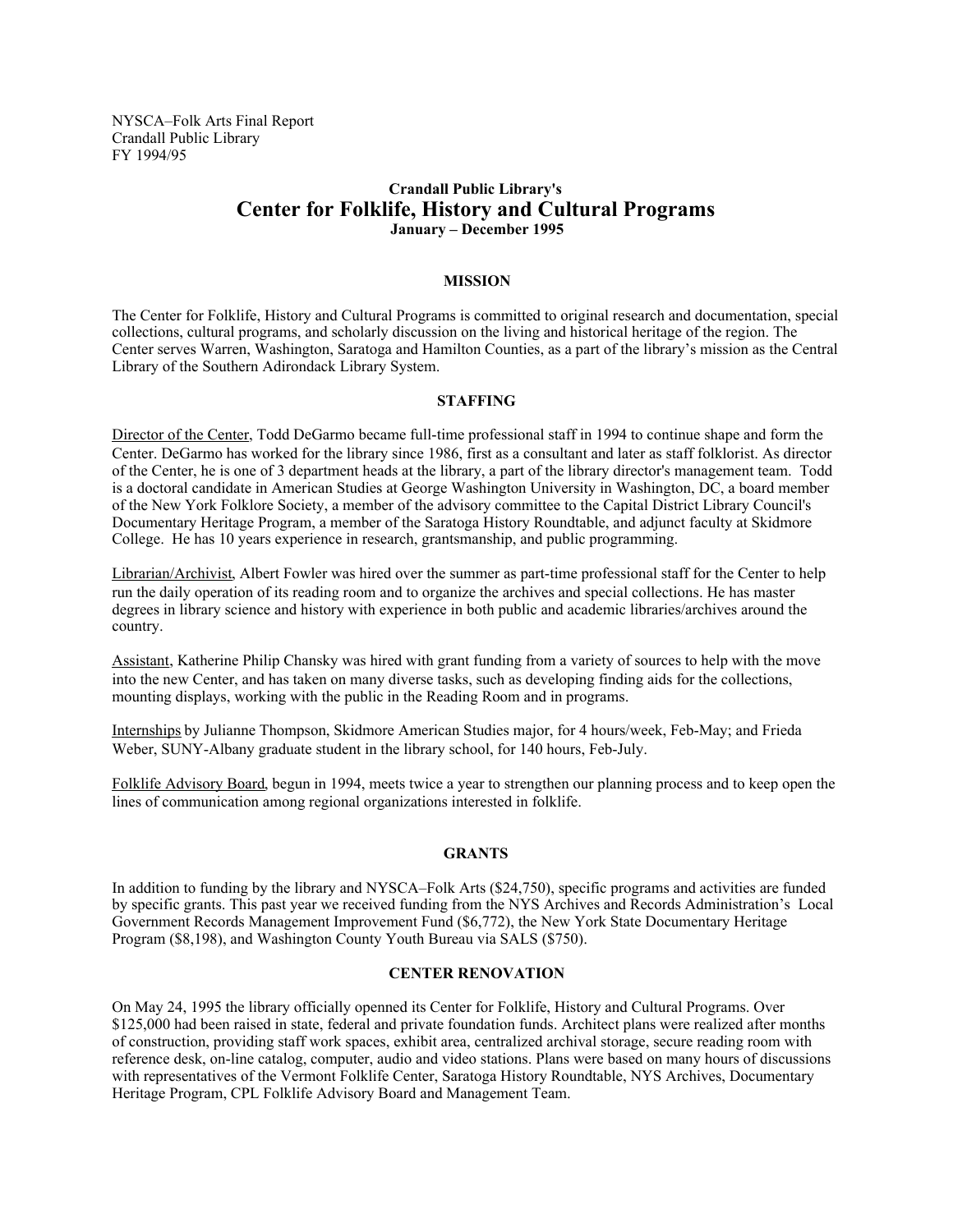NYSCA–Folk Arts Final Report
Crandall Public Library
FY 1994/95

**Crandall Public Library's**

# Center for Folklife, History and Cultural Programs

**January – December 1995**

## MISSION

The Center for Folklife, History and Cultural Programs is committed to original research and documentation, special collections, cultural programs, and scholarly discussion on the living and historical heritage of the region. The Center serves Warren, Washington, Saratoga and Hamilton Counties, as a part of the library's mission as the Central Library of the Southern Adirondack Library System.

## STAFFING

Director of the Center, Todd DeGarmo became full-time professional staff in 1994 to continue shape and form the Center. DeGarmo has worked for the library since 1986, first as a consultant and later as staff folklorist. As director of the Center, he is one of 3 department heads at the library, a part of the library director's management team. Todd is a doctoral candidate in American Studies at George Washington University in Washington, DC, a board member of the New York Folklore Society, a member of the advisory committee to the Capital District Library Council's Documentary Heritage Program, a member of the Saratoga History Roundtable, and adjunct faculty at Skidmore College. He has 10 years experience in research, grantsmanship, and public programming.

Librarian/Archivist, Albert Fowler was hired over the summer as part-time professional staff for the Center to help run the daily operation of its reading room and to organize the archives and special collections. He has master degrees in library science and history with experience in both public and academic libraries/archives around the country.

Assistant, Katherine Philip Chansky was hired with grant funding from a variety of sources to help with the move into the new Center, and has taken on many diverse tasks, such as developing finding aids for the collections, mounting displays, working with the public in the Reading Room and in programs.

Internships by Julianne Thompson, Skidmore American Studies major, for 4 hours/week, Feb-May; and Frieda Weber, SUNY-Albany graduate student in the library school, for 140 hours, Feb-July.

Folklife Advisory Board, begun in 1994, meets twice a year to strengthen our planning process and to keep open the lines of communication among regional organizations interested in folklife.

## GRANTS

In addition to funding by the library and NYSCA–Folk Arts ($24,750), specific programs and activities are funded by specific grants. This past year we received funding from the NYS Archives and Records Administration's Local Government Records Management Improvement Fund ($6,772), the New York State Documentary Heritage Program ($8,198), and Washington County Youth Bureau via SALS ($750).

## CENTER RENOVATION

On May 24, 1995 the library officially openned its Center for Folklife, History and Cultural Programs. Over $125,000 had been raised in state, federal and private foundation funds. Architect plans were realized after months of construction, providing staff work spaces, exhibit area, centralized archival storage, secure reading room with reference desk, on-line catalog, computer, audio and video stations. Plans were based on many hours of discussions with representatives of the Vermont Folklife Center, Saratoga History Roundtable, NYS Archives, Documentary Heritage Program, CPL Folklife Advisory Board and Management Team.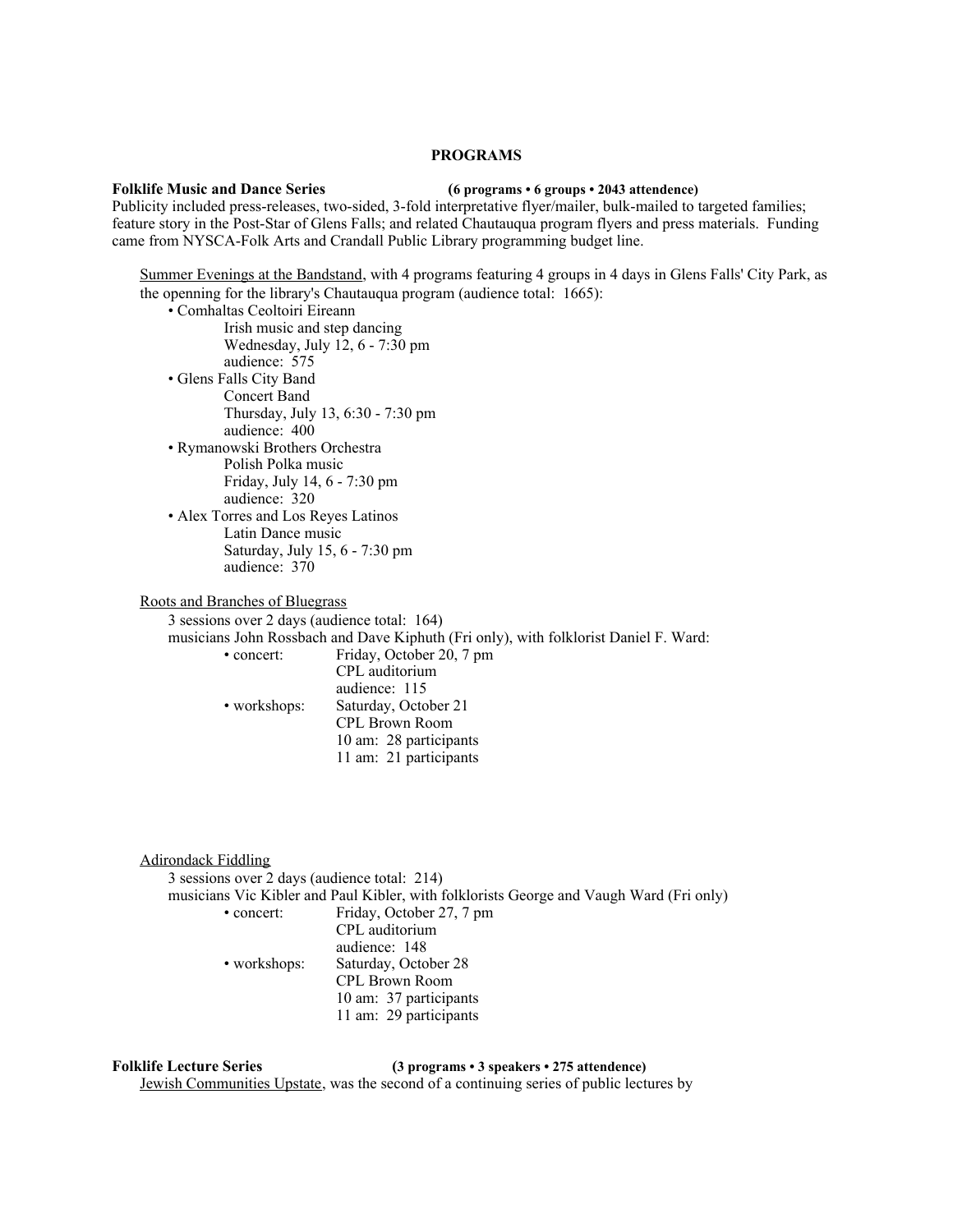## PROGRAMS

**Folklife Music and Dance Series** **(6 programs • 6 groups • 2043 attendence)**

Publicity included press-releases, two-sided, 3-fold interpretative flyer/mailer, bulk-mailed to targeted families; feature story in the Post-Star of Glens Falls; and related Chautauqua program flyers and press materials. Funding came from NYSCA-Folk Arts and Crandall Public Library programming budget line.

Summer Evenings at the Bandstand, with 4 programs featuring 4 groups in 4 days in Glens Falls' City Park, as the openning for the library's Chautauqua program (audience total: 1665):

- Comhaltas Ceoltoiri Eireann
  - Irish music and step dancing
  - Wednesday, July 12, 6 - 7:30 pm
  - audience: 575
- Glens Falls City Band
  - Concert Band
  - Thursday, July 13, 6:30 - 7:30 pm
  - audience: 400
- Rymanowski Brothers Orchestra
  - Polish Polka music
  - Friday, July 14, 6 - 7:30 pm
  - audience: 320
- Alex Torres and Los Reyes Latinos
  - Latin Dance music
  - Saturday, July 15, 6 - 7:30 pm
  - audience: 370

Roots and Branches of Bluegrass

3 sessions over 2 days (audience total: 164)

musicians John Rossbach and Dave Kiphuth (Fri only), with folklorist Daniel F. Ward:

- concert: Friday, October 20, 7 pm
  CPL auditorium
  audience: 115
- workshops: Saturday, October 21
  CPL Brown Room
  10 am: 28 participants
  11 am: 21 participants

Adirondack Fiddling

3 sessions over 2 days (audience total: 214)

musicians Vic Kibler and Paul Kibler, with folklorists George and Vaugh Ward (Fri only)

- concert: Friday, October 27, 7 pm
  CPL auditorium
  audience: 148
- workshops: Saturday, October 28
  CPL Brown Room
  10 am: 37 participants
  11 am: 29 participants

**Folklife Lecture Series** **(3 programs • 3 speakers • 275 attendence)**

Jewish Communities Upstate, was the second of a continuing series of public lectures by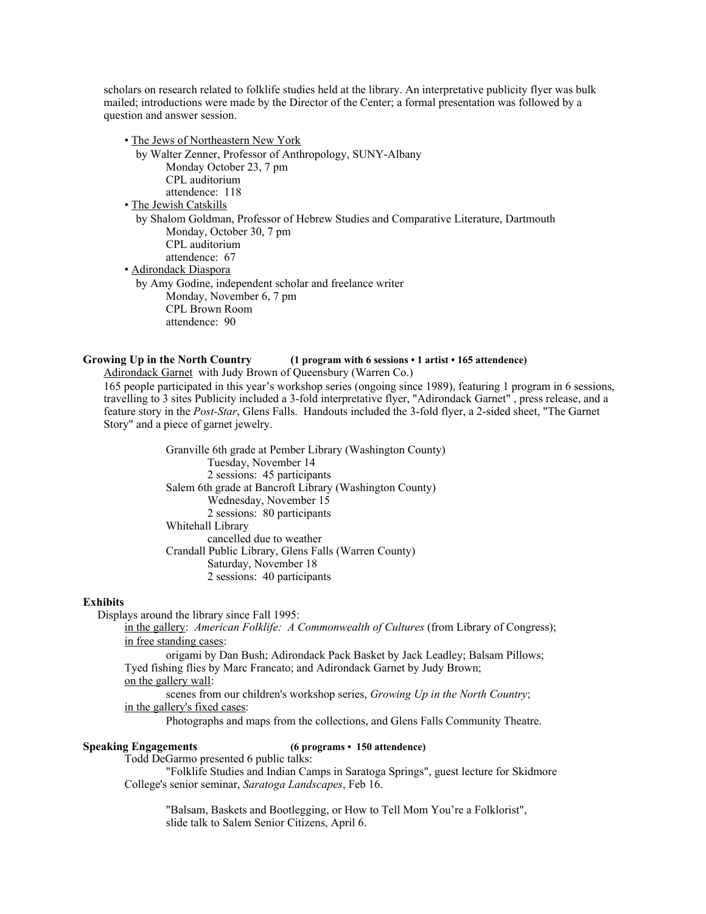scholars on research related to folklife studies held at the library. An interpretative publicity flyer was bulk mailed; introductions were made by the Director of the Center; a formal presentation was followed by a question and answer session.

- <u>The Jews of Northeastern New York</u>
  by Walter Zenner, Professor of Anthropology, SUNY-Albany
  Monday October 23, 7 pm
  CPL auditorium
  attendence: 118
- <u>The Jewish Catskills</u>
  by Shalom Goldman, Professor of Hebrew Studies and Comparative Literature, Dartmouth
  Monday, October 30, 7 pm
  CPL auditorium
  attendence: 67
- <u>Adirondack Diaspora</u>
  by Amy Godine, independent scholar and freelance writer
  Monday, November 6, 7 pm
  CPL Brown Room
  attendence: 90

**Growing Up in the North Country** **(1 program with 6 sessions • 1 artist • 165 attendence)**

<u>Adirondack Garnet</u> with Judy Brown of Queensbury (Warren Co.)

165 people participated in this year's workshop series (ongoing since 1989), featuring 1 program in 6 sessions, travelling to 3 sites Publicity included a 3-fold interpretative flyer, "Adirondack Garnet" , press release, and a feature story in the *Post-Star*, Glens Falls. Handouts included the 3-fold flyer, a 2-sided sheet, "The Garnet Story" and a piece of garnet jewelry.

Granville 6th grade at Pember Library (Washington County)
  Tuesday, November 14
  2 sessions: 45 participants
Salem 6th grade at Bancroft Library (Washington County)
  Wednesday, November 15
  2 sessions: 80 participants
Whitehall Library
  cancelled due to weather
Crandall Public Library, Glens Falls (Warren County)
  Saturday, November 18
  2 sessions: 40 participants

**Exhibits**

Displays around the library since Fall 1995:

<u>in the gallery</u>: *American Folklife: A Commonwealth of Cultures* (from Library of Congress);

<u>in free standing cases</u>:

origami by Dan Bush; Adirondack Pack Basket by Jack Leadley; Balsam Pillows; Tyed fishing flies by Marc Francato; and Adirondack Garnet by Judy Brown;

<u>on the gallery wall</u>:

scenes from our children's workshop series, *Growing Up in the North Country*;

<u>in the gallery's fixed cases</u>:

Photographs and maps from the collections, and Glens Falls Community Theatre.

**Speaking Engagements** **(6 programs • 150 attendence)**

Todd DeGarmo presented 6 public talks:

"Folklife Studies and Indian Camps in Saratoga Springs", guest lecture for Skidmore College's senior seminar, *Saratoga Landscapes*, Feb 16.

"Balsam, Baskets and Bootlegging, or How to Tell Mom You're a Folklorist", slide talk to Salem Senior Citizens, April 6.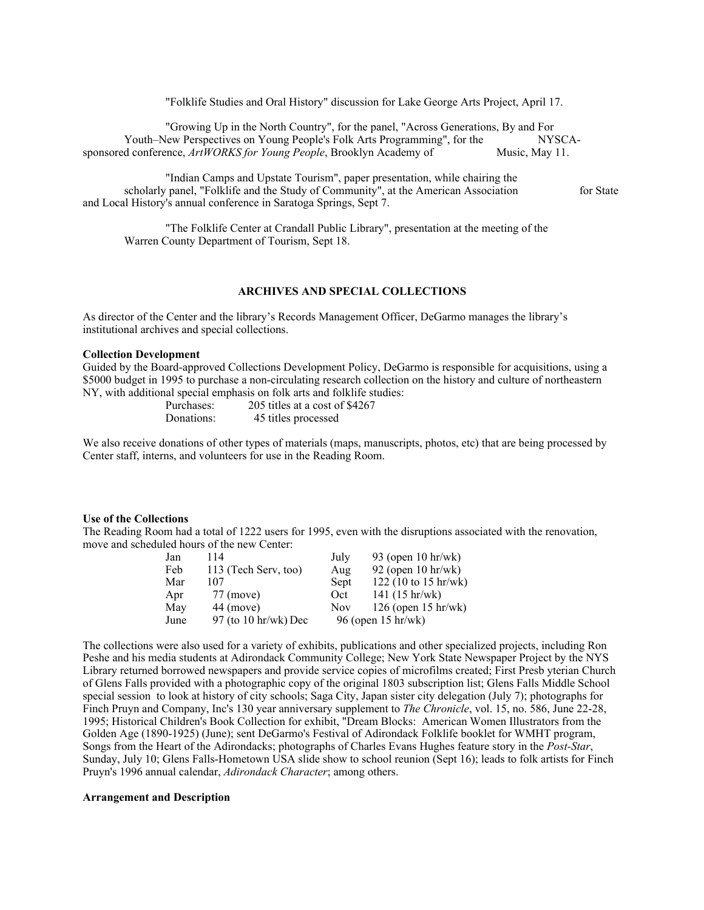"Folklife Studies and Oral History" discussion for Lake George Arts Project, April 17.

"Growing Up in the North Country", for the panel, "Across Generations, By and For Youth–New Perspectives on Young People's Folk Arts Programming", for the NYSCA-sponsored conference, *ArtWORKS for Young People*, Brooklyn Academy of Music, May 11.

"Indian Camps and Upstate Tourism", paper presentation, while chairing the scholarly panel, "Folklife and the Study of Community", at the American Association for State and Local History's annual conference in Saratoga Springs, Sept 7.

"The Folklife Center at Crandall Public Library", presentation at the meeting of the Warren County Department of Tourism, Sept 18.

## ARCHIVES AND SPECIAL COLLECTIONS

As director of the Center and the library's Records Management Officer, DeGarmo manages the library's institutional archives and special collections.

**Collection Development**

Guided by the Board-approved Collections Development Policy, DeGarmo is responsible for acquisitions, using a $5000 budget in 1995 to purchase a non-circulating research collection on the history and culture of northeastern NY, with additional special emphasis on folk arts and folklife studies:

| | |
|---|---|
| Purchases: | 205 titles at a cost of $4267 |
| Donations: | 45 titles processed |

We also receive donations of other types of materials (maps, manuscripts, photos, etc) that are being processed by Center staff, interns, and volunteers for use in the Reading Room.

**Use of the Collections**

The Reading Room had a total of 1222 users for 1995, even with the disruptions associated with the renovation, move and scheduled hours of the new Center:

| | | | |
|---|---|---|---|
| Jan | 114 | July | 93 (open 10 hr/wk) |
| Feb | 113 (Tech Serv, too) | Aug | 92 (open 10 hr/wk) |
| Mar | 107 | Sept | 122 (10 to 15 hr/wk) |
| Apr | 77 (move) | Oct | 141 (15 hr/wk) |
| May | 44 (move) | Nov | 126 (open 15 hr/wk) |
| June | 97 (to 10 hr/wk) | Dec | 96 (open 15 hr/wk) |

The collections were also used for a variety of exhibits, publications and other specialized projects, including Ron Peshe and his media students at Adirondack Community College; New York State Newspaper Project by the NYS Library returned borrowed newspapers and provide service copies of microfilms created; First Presb yterian Church of Glens Falls provided with a photographic copy of the original 1803 subscription list; Glens Falls Middle School special session to look at history of city schools; Saga City, Japan sister city delegation (July 7); photographs for Finch Pruyn and Company, Inc's 130 year anniversary supplement to *The Chronicle*, vol. 15, no. 586, June 22-28, 1995; Historical Children's Book Collection for exhibit, "Dream Blocks: American Women Illustrators from the Golden Age (1890-1925) (June); sent DeGarmo's Festival of Adirondack Folklife booklet for WMHT program, Songs from the Heart of the Adirondacks; photographs of Charles Evans Hughes feature story in the *Post-Star*, Sunday, July 10; Glens Falls-Hometown USA slide show to school reunion (Sept 16); leads to folk artists for Finch Pruyn's 1996 annual calendar, *Adirondack Character*; among others.

**Arrangement and Description**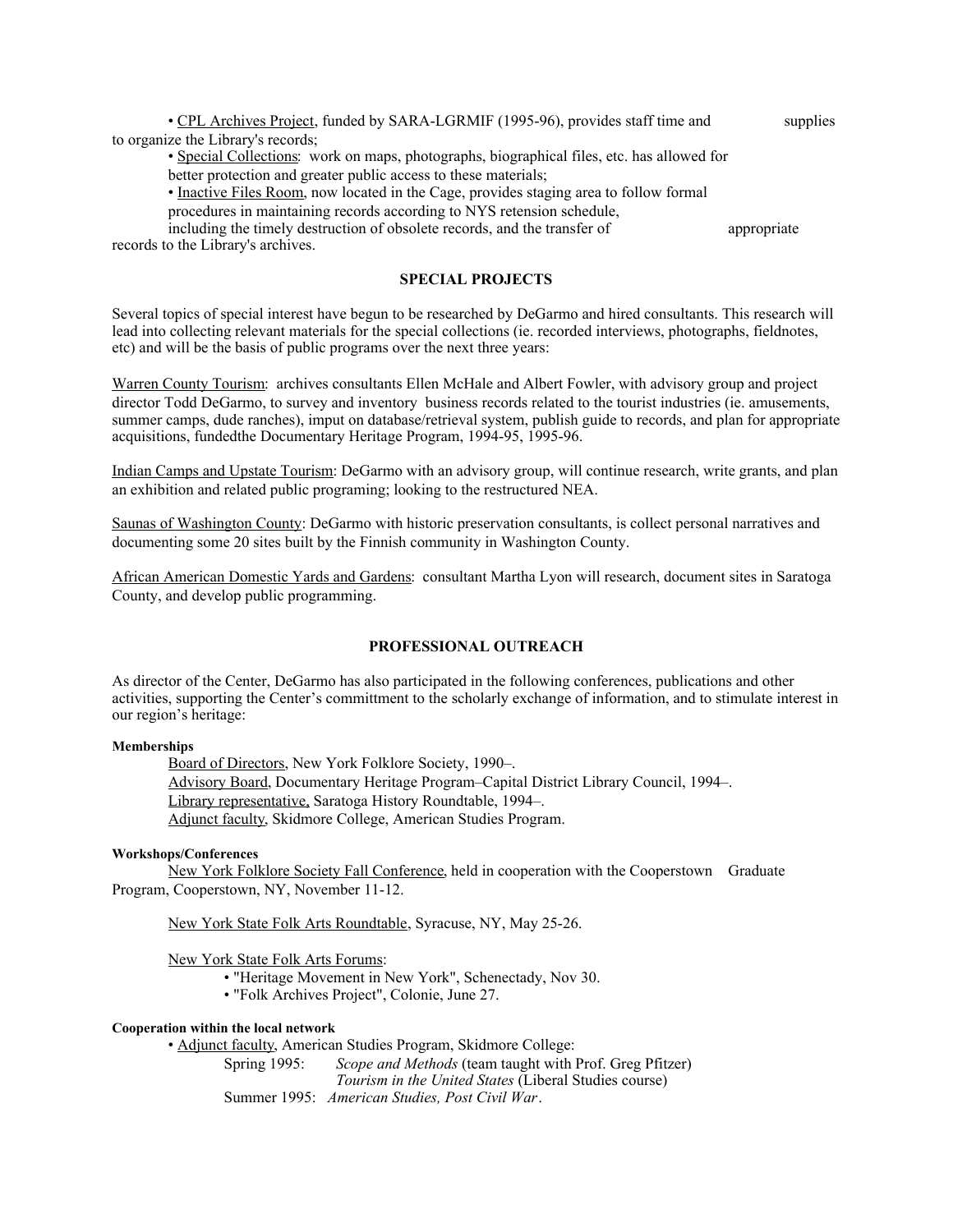- CPL Archives Project, funded by SARA-LGRMIF (1995-96), provides staff time and supplies to organize the Library's records;
- Special Collections: work on maps, photographs, biographical files, etc. has allowed for better protection and greater public access to these materials;
- Inactive Files Room, now located in the Cage, provides staging area to follow formal procedures in maintaining records according to NYS retension schedule, including the timely destruction of obsolete records, and the transfer of appropriate records to the Library's archives.

## SPECIAL PROJECTS

Several topics of special interest have begun to be researched by DeGarmo and hired consultants. This research will lead into collecting relevant materials for the special collections (ie. recorded interviews, photographs, fieldnotes, etc) and will be the basis of public programs over the next three years:

Warren County Tourism: archives consultants Ellen McHale and Albert Fowler, with advisory group and project director Todd DeGarmo, to survey and inventory business records related to the tourist industries (ie. amusements, summer camps, dude ranches), imput on database/retrieval system, publish guide to records, and plan for appropriate acquisitions, fundedthe Documentary Heritage Program, 1994-95, 1995-96.

Indian Camps and Upstate Tourism: DeGarmo with an advisory group, will continue research, write grants, and plan an exhibition and related public programing; looking to the restructured NEA.

Saunas of Washington County: DeGarmo with historic preservation consultants, is collect personal narratives and documenting some 20 sites built by the Finnish community in Washington County.

African American Domestic Yards and Gardens: consultant Martha Lyon will research, document sites in Saratoga County, and develop public programming.

## PROFESSIONAL OUTREACH

As director of the Center, DeGarmo has also participated in the following conferences, publications and other activities, supporting the Center's committment to the scholarly exchange of information, and to stimulate interest in our region's heritage:

#### Memberships

Board of Directors, New York Folklore Society, 1990–.
Advisory Board, Documentary Heritage Program–Capital District Library Council, 1994–.
Library representative, Saratoga History Roundtable, 1994–.
Adjunct faculty, Skidmore College, American Studies Program.

#### Workshops/Conferences

New York Folklore Society Fall Conference, held in cooperation with the Cooperstown Graduate Program, Cooperstown, NY, November 11-12.

New York State Folk Arts Roundtable, Syracuse, NY, May 25-26.

New York State Folk Arts Forums:

- "Heritage Movement in New York", Schenectady, Nov 30.
- "Folk Archives Project", Colonie, June 27.

#### Cooperation within the local network

- Adjunct faculty, American Studies Program, Skidmore College:
  - Spring 1995: *Scope and Methods* (team taught with Prof. Greg Pfitzer)
    *Tourism in the United States* (Liberal Studies course)
  - Summer 1995: *American Studies, Post Civil War*.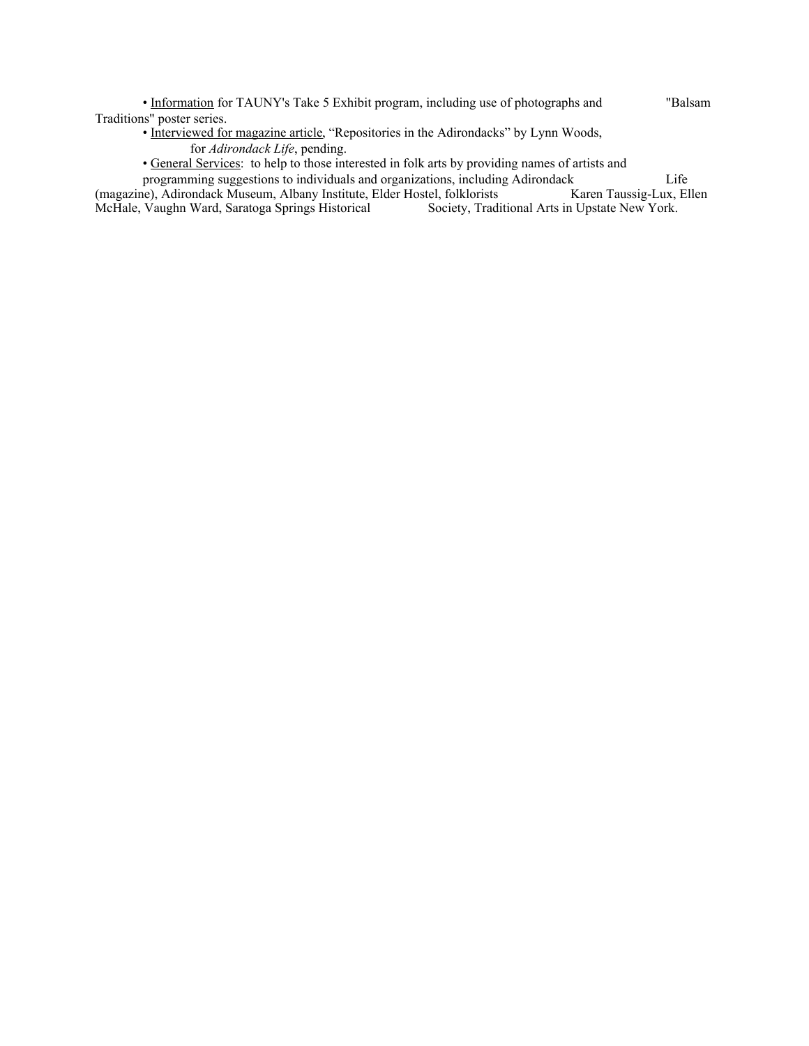- Information for TAUNY's Take 5 Exhibit program, including use of photographs and "Balsam Traditions" poster series.
- Interviewed for magazine article, "Repositories in the Adirondacks" by Lynn Woods, for *Adirondack Life*, pending.
- General Services: to help to those interested in folk arts by providing names of artists and programming suggestions to individuals and organizations, including Adirondack Life (magazine), Adirondack Museum, Albany Institute, Elder Hostel, folklorists Karen Taussig-Lux, Ellen McHale, Vaughn Ward, Saratoga Springs Historical Society, Traditional Arts in Upstate New York.